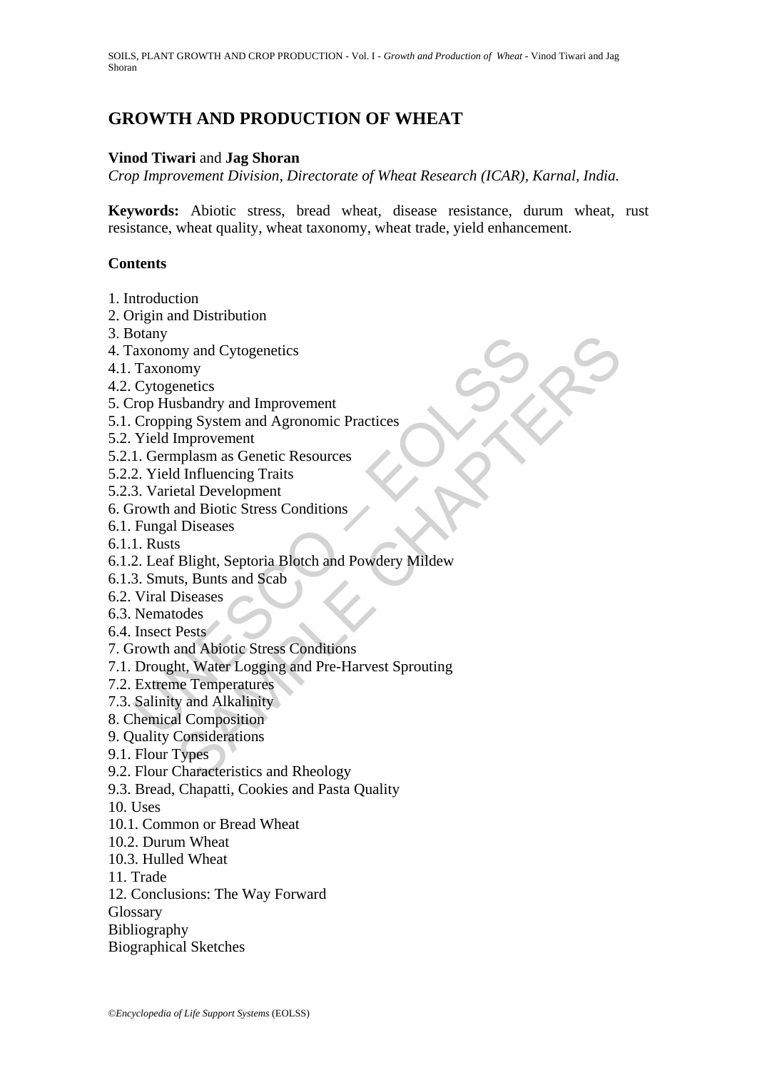# GROWTH AND PRODUCTION OF WHEAT

**Vinod Tiwari** and **Jag Shoran**

*Crop Improvement Division, Directorate of Wheat Research (ICAR), Karnal, India.*

**Keywords:** Abiotic stress, bread wheat, disease resistance, durum wheat, rust resistance, wheat quality, wheat taxonomy, wheat trade, yield enhancement.

## Contents

1. Introduction
2. Origin and Distribution
3. Botany
4. Taxonomy and Cytogenetics
4.1. Taxonomy
4.2. Cytogenetics
5. Crop Husbandry and Improvement
5.1. Cropping System and Agronomic Practices
5.2. Yield Improvement
5.2.1. Germplasm as Genetic Resources
5.2.2. Yield Influencing Traits
5.2.3. Varietal Development
6. Growth and Biotic Stress Conditions
6.1. Fungal Diseases
6.1.1. Rusts
6.1.2. Leaf Blight, Septoria Blotch and Powdery Mildew
6.1.3. Smuts, Bunts and Scab
6.2. Viral Diseases
6.3. Nematodes
6.4. Insect Pests
7. Growth and Abiotic Stress Conditions
7.1. Drought, Water Logging and Pre-Harvest Sprouting
7.2. Extreme Temperatures
7.3. Salinity and Alkalinity
8. Chemical Composition
9. Quality Considerations
9.1. Flour Types
9.2. Flour Characteristics and Rheology
9.3. Bread, Chapatti, Cookies and Pasta Quality
10. Uses
10.1. Common or Bread Wheat
10.2. Durum Wheat
10.3. Hulled Wheat
11. Trade
12. Conclusions: The Way Forward

Glossary

Bibliography

Biographical Sketches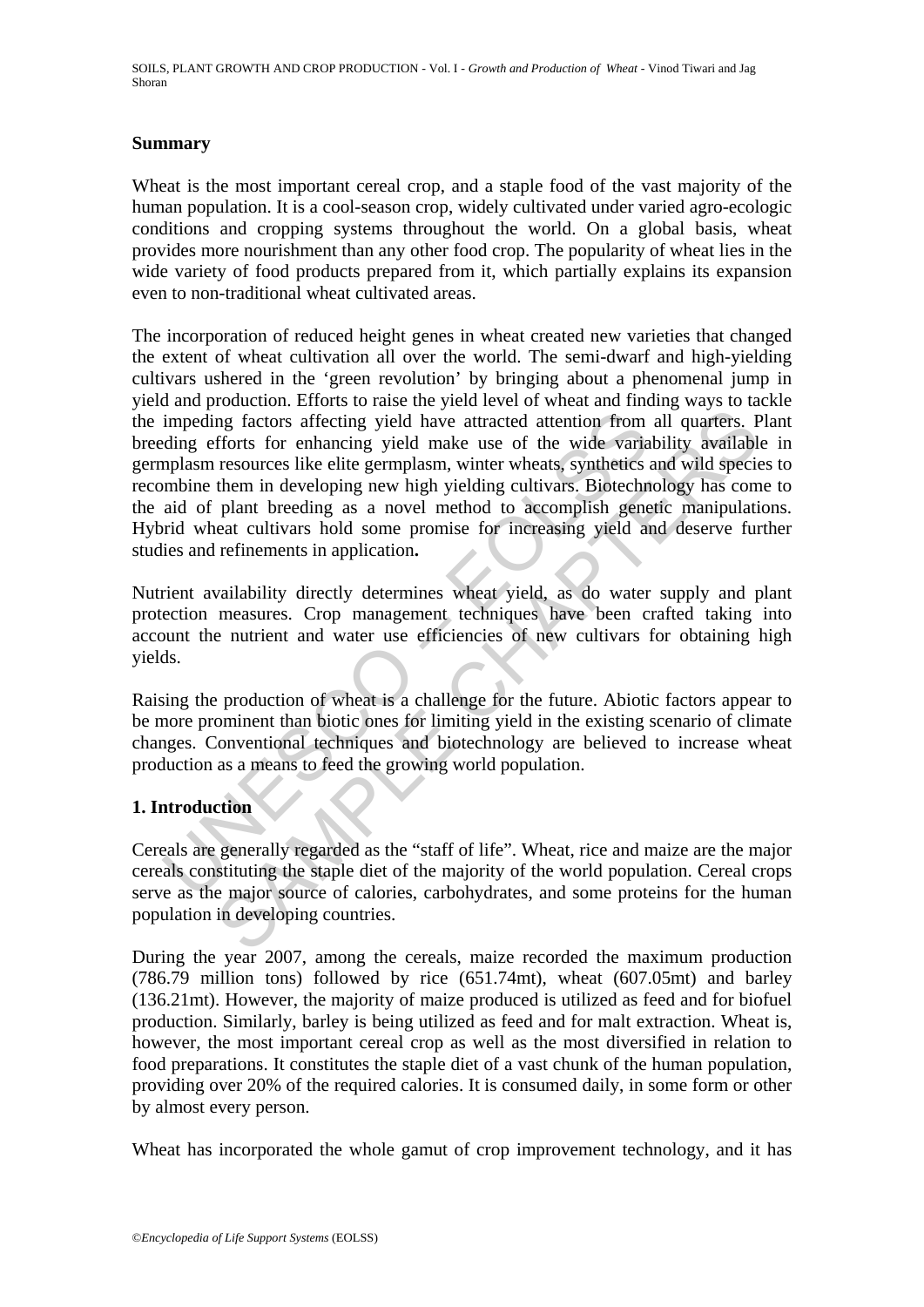## Summary

Wheat is the most important cereal crop, and a staple food of the vast majority of the human population. It is a cool-season crop, widely cultivated under varied agro-ecologic conditions and cropping systems throughout the world. On a global basis, wheat provides more nourishment than any other food crop. The popularity of wheat lies in the wide variety of food products prepared from it, which partially explains its expansion even to non-traditional wheat cultivated areas.

The incorporation of reduced height genes in wheat created new varieties that changed the extent of wheat cultivation all over the world. The semi-dwarf and high-yielding cultivars ushered in the 'green revolution' by bringing about a phenomenal jump in yield and production. Efforts to raise the yield level of wheat and finding ways to tackle the impeding factors affecting yield have attracted attention from all quarters. Plant breeding efforts for enhancing yield make use of the wide variability available in germplasm resources like elite germplasm, winter wheats, synthetics and wild species to recombine them in developing new high yielding cultivars. Biotechnology has come to the aid of plant breeding as a novel method to accomplish genetic manipulations. Hybrid wheat cultivars hold some promise for increasing yield and deserve further studies and refinements in application**.**

Nutrient availability directly determines wheat yield, as do water supply and plant protection measures. Crop management techniques have been crafted taking into account the nutrient and water use efficiencies of new cultivars for obtaining high yields.

Raising the production of wheat is a challenge for the future. Abiotic factors appear to be more prominent than biotic ones for limiting yield in the existing scenario of climate changes. Conventional techniques and biotechnology are believed to increase wheat production as a means to feed the growing world population.

## 1. Introduction

Cereals are generally regarded as the "staff of life". Wheat, rice and maize are the major cereals constituting the staple diet of the majority of the world population. Cereal crops serve as the major source of calories, carbohydrates, and some proteins for the human population in developing countries.

During the year 2007, among the cereals, maize recorded the maximum production (786.79 million tons) followed by rice (651.74mt), wheat (607.05mt) and barley (136.21mt). However, the majority of maize produced is utilized as feed and for biofuel production. Similarly, barley is being utilized as feed and for malt extraction. Wheat is, however, the most important cereal crop as well as the most diversified in relation to food preparations. It constitutes the staple diet of a vast chunk of the human population, providing over 20% of the required calories. It is consumed daily, in some form or other by almost every person.

Wheat has incorporated the whole gamut of crop improvement technology, and it has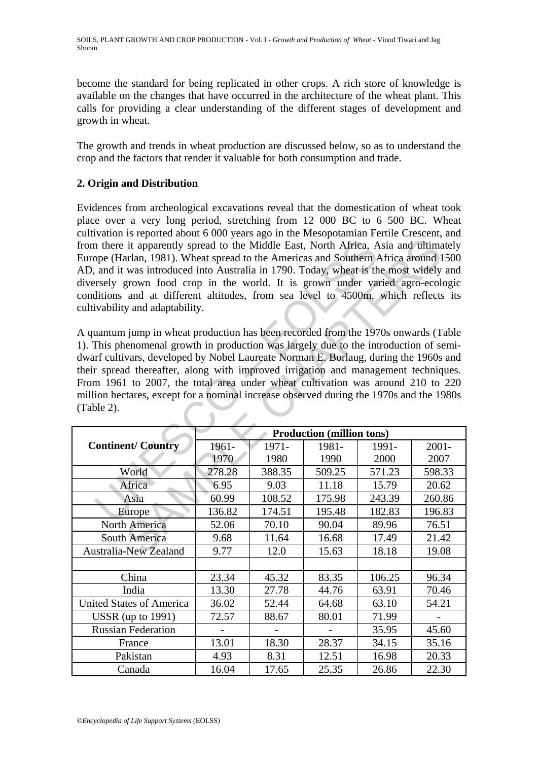become the standard for being replicated in other crops. A rich store of knowledge is available on the changes that have occurred in the architecture of the wheat plant. This calls for providing a clear understanding of the different stages of development and growth in wheat.

The growth and trends in wheat production are discussed below, so as to understand the crop and the factors that render it valuable for both consumption and trade.

## 2. Origin and Distribution

Evidences from archeological excavations reveal that the domestication of wheat took place over a very long period, stretching from 12 000 BC to 6 500 BC. Wheat cultivation is reported about 6 000 years ago in the Mesopotamian Fertile Crescent, and from there it apparently spread to the Middle East, North Africa, Asia and ultimately Europe (Harlan, 1981). Wheat spread to the Americas and Southern Africa around 1500 AD, and it was introduced into Australia in 1790. Today, wheat is the most widely and diversely grown food crop in the world. It is grown under varied agro-ecologic conditions and at different altitudes, from sea level to 4500m, which reflects its cultivability and adaptability.

A quantum jump in wheat production has been recorded from the 1970s onwards (Table 1). This phenomenal growth in production was largely due to the introduction of semi-dwarf cultivars, developed by Nobel Laureate Norman E. Borlaug, during the 1960s and their spread thereafter, along with improved irrigation and management techniques. From 1961 to 2007, the total area under wheat cultivation was around 210 to 220 million hectares, except for a nominal increase observed during the 1970s and the 1980s (Table 2).

| Continent/ Country | Production (million tons) | | | | |
|---|---|---|---|---|---|
| | 1961-1970 | 1971-1980 | 1981-1990 | 1991-2000 | 2001-2007 |
| World | 278.28 | 388.35 | 509.25 | 571.23 | 598.33 |
| Africa | 6.95 | 9.03 | 11.18 | 15.79 | 20.62 |
| Asia | 60.99 | 108.52 | 175.98 | 243.39 | 260.86 |
| Europe | 136.82 | 174.51 | 195.48 | 182.83 | 196.83 |
| North America | 52.06 | 70.10 | 90.04 | 89.96 | 76.51 |
| South America | 9.68 | 11.64 | 16.68 | 17.49 | 21.42 |
| Australia-New Zealand | 9.77 | 12.0 | 15.63 | 18.18 | 19.08 |
| | | | | | |
| China | 23.34 | 45.32 | 83.35 | 106.25 | 96.34 |
| India | 13.30 | 27.78 | 44.76 | 63.91 | 70.46 |
| United States of America | 36.02 | 52.44 | 64.68 | 63.10 | 54.21 |
| USSR (up to 1991) | 72.57 | 88.67 | 80.01 | 71.99 | - |
| Russian Federation | - | - | - | 35.95 | 45.60 |
| France | 13.01 | 18.30 | 28.37 | 34.15 | 35.16 |
| Pakistan | 4.93 | 8.31 | 12.51 | 16.98 | 20.33 |
| Canada | 16.04 | 17.65 | 25.35 | 26.86 | 22.30 |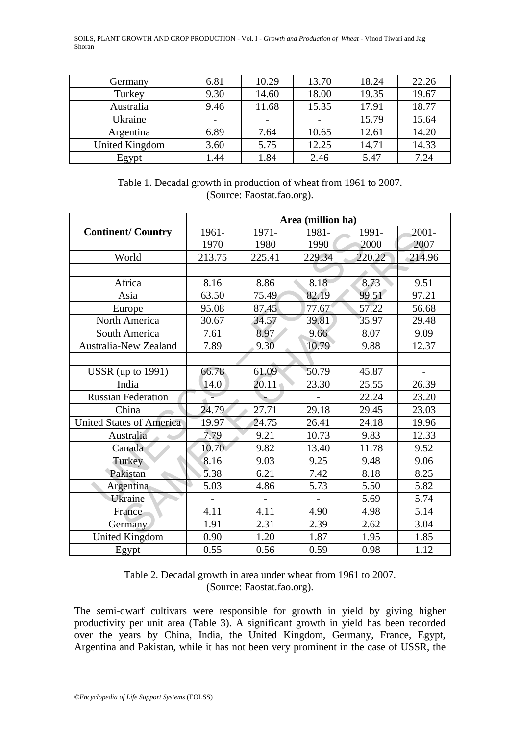| | | | | | |
|---|---|---|---|---|---|
| Germany | 6.81 | 10.29 | 13.70 | 18.24 | 22.26 |
| Turkey | 9.30 | 14.60 | 18.00 | 19.35 | 19.67 |
| Australia | 9.46 | 11.68 | 15.35 | 17.91 | 18.77 |
| Ukraine | - | - | - | 15.79 | 15.64 |
| Argentina | 6.89 | 7.64 | 10.65 | 12.61 | 14.20 |
| United Kingdom | 3.60 | 5.75 | 12.25 | 14.71 | 14.33 |
| Egypt | 1.44 | 1.84 | 2.46 | 5.47 | 7.24 |

Table 1. Decadal growth in production of wheat from 1961 to 2007. (Source: Faostat.fao.org).

| Continent/ Country | Area (million ha) | | | | |
|---|---|---|---|---|---|
| | 1961-1970 | 1971-1980 | 1981-1990 | 1991-2000 | 2001-2007 |
| World | 213.75 | 225.41 | 229.34 | 220.22 | 214.96 |
| | | | | | |
| Africa | 8.16 | 8.86 | 8.18 | 8.73 | 9.51 |
| Asia | 63.50 | 75.49 | 82.19 | 99.51 | 97.21 |
| Europe | 95.08 | 87.45 | 77.67 | 57.22 | 56.68 |
| North America | 30.67 | 34.57 | 39.81 | 35.97 | 29.48 |
| South America | 7.61 | 8.97 | 9.66 | 8.07 | 9.09 |
| Australia-New Zealand | 7.89 | 9.30 | 10.79 | 9.88 | 12.37 |
| | | | | | |
| USSR (up to 1991) | 66.78 | 61.09 | 50.79 | 45.87 | - |
| India | 14.0 | 20.11 | 23.30 | 25.55 | 26.39 |
| Russian Federation | - | - | - | 22.24 | 23.20 |
| China | 24.79 | 27.71 | 29.18 | 29.45 | 23.03 |
| United States of America | 19.97 | 24.75 | 26.41 | 24.18 | 19.96 |
| Australia | 7.79 | 9.21 | 10.73 | 9.83 | 12.33 |
| Canada | 10.70 | 9.82 | 13.40 | 11.78 | 9.52 |
| Turkey | 8.16 | 9.03 | 9.25 | 9.48 | 9.06 |
| Pakistan | 5.38 | 6.21 | 7.42 | 8.18 | 8.25 |
| Argentina | 5.03 | 4.86 | 5.73 | 5.50 | 5.82 |
| Ukraine | - | - | - | 5.69 | 5.74 |
| France | 4.11 | 4.11 | 4.90 | 4.98 | 5.14 |
| Germany | 1.91 | 2.31 | 2.39 | 2.62 | 3.04 |
| United Kingdom | 0.90 | 1.20 | 1.87 | 1.95 | 1.85 |
| Egypt | 0.55 | 0.56 | 0.59 | 0.98 | 1.12 |

Table 2. Decadal growth in area under wheat from 1961 to 2007. (Source: Faostat.fao.org).

The semi-dwarf cultivars were responsible for growth in yield by giving higher productivity per unit area (Table 3). A significant growth in yield has been recorded over the years by China, India, the United Kingdom, Germany, France, Egypt, Argentina and Pakistan, while it has not been very prominent in the case of USSR, the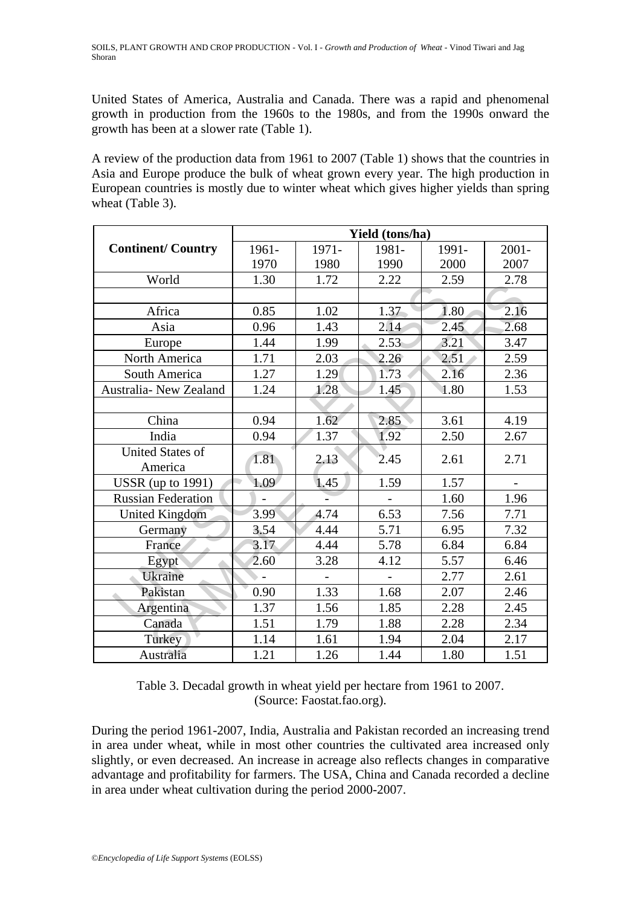United States of America, Australia and Canada. There was a rapid and phenomenal growth in production from the 1960s to the 1980s, and from the 1990s onward the growth has been at a slower rate (Table 1).

A review of the production data from 1961 to 2007 (Table 1) shows that the countries in Asia and Europe produce the bulk of wheat grown every year. The high production in European countries is mostly due to winter wheat which gives higher yields than spring wheat (Table 3).

| Continent/ Country | Yield (tons/ha) | | | | |
|---|---|---|---|---|---|
| | 1961-1970 | 1971-1980 | 1981-1990 | 1991-2000 | 2001-2007 |
| World | 1.30 | 1.72 | 2.22 | 2.59 | 2.78 |
| | | | | | |
| Africa | 0.85 | 1.02 | 1.37 | 1.80 | 2.16 |
| Asia | 0.96 | 1.43 | 2.14 | 2.45 | 2.68 |
| Europe | 1.44 | 1.99 | 2.53 | 3.21 | 3.47 |
| North America | 1.71 | 2.03 | 2.26 | 2.51 | 2.59 |
| South America | 1.27 | 1.29 | 1.73 | 2.16 | 2.36 |
| Australia- New Zealand | 1.24 | 1.28 | 1.45 | 1.80 | 1.53 |
| | | | | | |
| China | 0.94 | 1.62 | 2.85 | 3.61 | 4.19 |
| India | 0.94 | 1.37 | 1.92 | 2.50 | 2.67 |
| United States of America | 1.81 | 2.13 | 2.45 | 2.61 | 2.71 |
| USSR (up to 1991) | 1.09 | 1.45 | 1.59 | 1.57 | - |
| Russian Federation | - | - | - | 1.60 | 1.96 |
| United Kingdom | 3.99 | 4.74 | 6.53 | 7.56 | 7.71 |
| Germany | 3.54 | 4.44 | 5.71 | 6.95 | 7.32 |
| France | 3.17 | 4.44 | 5.78 | 6.84 | 6.84 |
| Egypt | 2.60 | 3.28 | 4.12 | 5.57 | 6.46 |
| Ukraine | - | - | - | 2.77 | 2.61 |
| Pakistan | 0.90 | 1.33 | 1.68 | 2.07 | 2.46 |
| Argentina | 1.37 | 1.56 | 1.85 | 2.28 | 2.45 |
| Canada | 1.51 | 1.79 | 1.88 | 2.28 | 2.34 |
| Turkey | 1.14 | 1.61 | 1.94 | 2.04 | 2.17 |
| Australia | 1.21 | 1.26 | 1.44 | 1.80 | 1.51 |

Table 3. Decadal growth in wheat yield per hectare from 1961 to 2007. (Source: Faostat.fao.org).

During the period 1961-2007, India, Australia and Pakistan recorded an increasing trend in area under wheat, while in most other countries the cultivated area increased only slightly, or even decreased. An increase in acreage also reflects changes in comparative advantage and profitability for farmers. The USA, China and Canada recorded a decline in area under wheat cultivation during the period 2000-2007.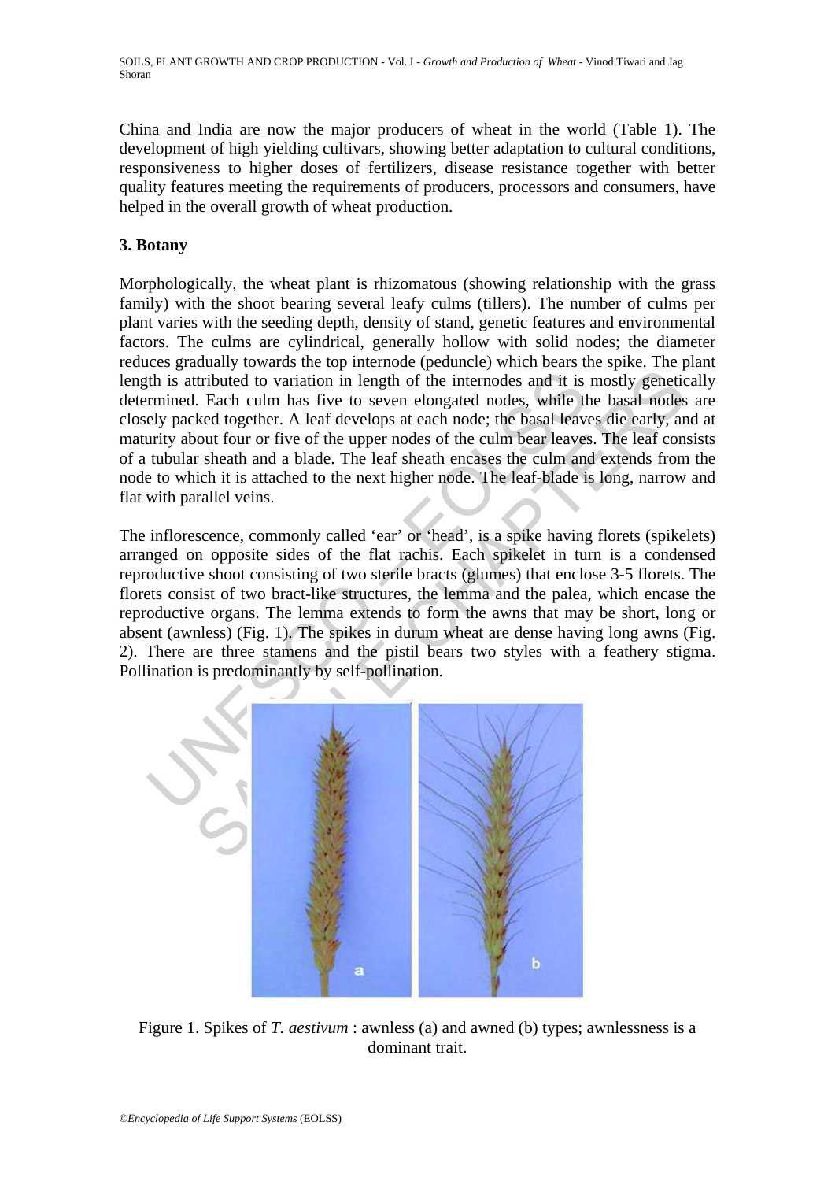China and India are now the major producers of wheat in the world (Table 1). The development of high yielding cultivars, showing better adaptation to cultural conditions, responsiveness to higher doses of fertilizers, disease resistance together with better quality features meeting the requirements of producers, processors and consumers, have helped in the overall growth of wheat production.

## 3. Botany

Morphologically, the wheat plant is rhizomatous (showing relationship with the grass family) with the shoot bearing several leafy culms (tillers). The number of culms per plant varies with the seeding depth, density of stand, genetic features and environmental factors. The culms are cylindrical, generally hollow with solid nodes; the diameter reduces gradually towards the top internode (peduncle) which bears the spike. The plant length is attributed to variation in length of the internodes and it is mostly genetically determined. Each culm has five to seven elongated nodes, while the basal nodes are closely packed together. A leaf develops at each node; the basal leaves die early, and at maturity about four or five of the upper nodes of the culm bear leaves. The leaf consists of a tubular sheath and a blade. The leaf sheath encases the culm and extends from the node to which it is attached to the next higher node. The leaf-blade is long, narrow and flat with parallel veins.

The inflorescence, commonly called 'ear' or 'head', is a spike having florets (spikelets) arranged on opposite sides of the flat rachis. Each spikelet in turn is a condensed reproductive shoot consisting of two sterile bracts (glumes) that enclose 3-5 florets. The florets consist of two bract-like structures, the lemma and the palea, which encase the reproductive organs. The lemma extends to form the awns that may be short, long or absent (awnless) (Fig. 1). The spikes in durum wheat are dense having long awns (Fig. 2). There are three stamens and the pistil bears two styles with a feathery stigma. Pollination is predominantly by self-pollination.

Figure 1. Spikes of *T. aestivum* : awnless (a) and awned (b) types; awnlessness is a dominant trait.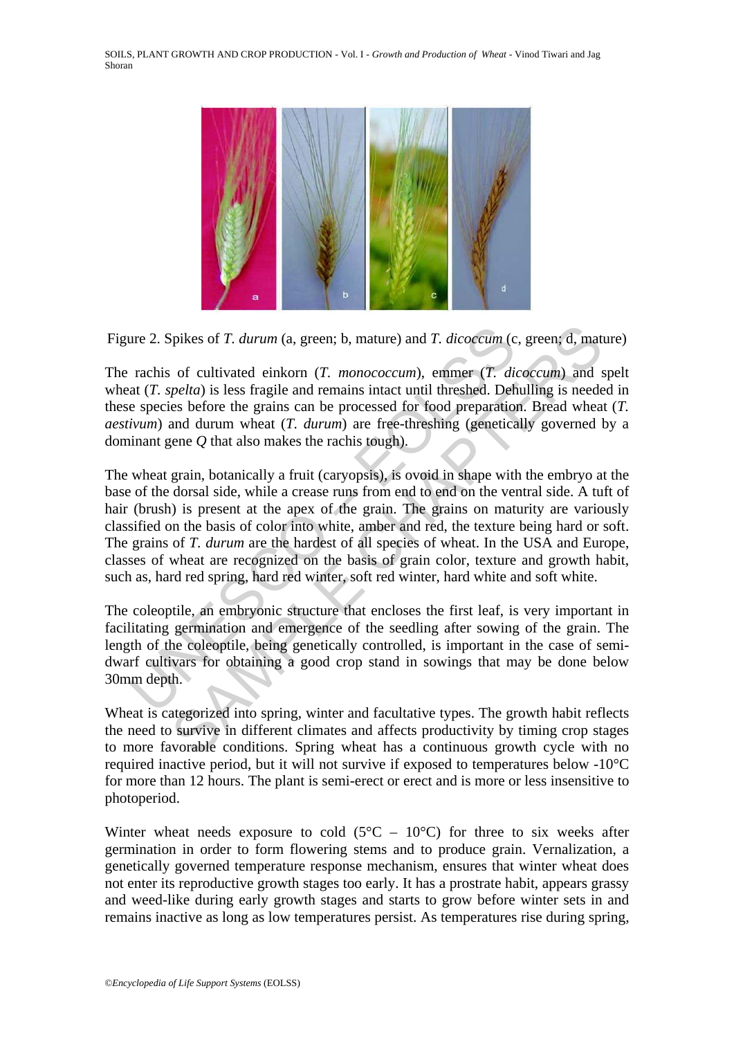Figure 2. Spikes of *T. durum* (a, green; b, mature) and *T. dicoccum* (c, green; d, mature)

The rachis of cultivated einkorn (*T. monococcum*), emmer (*T. dicoccum*) and spelt wheat (*T. spelta*) is less fragile and remains intact until threshed. Dehulling is needed in these species before the grains can be processed for food preparation. Bread wheat (*T. aestivum*) and durum wheat (*T. durum*) are free-threshing (genetically governed by a dominant gene *Q* that also makes the rachis tough).

The wheat grain, botanically a fruit (caryopsis), is ovoid in shape with the embryo at the base of the dorsal side, while a crease runs from end to end on the ventral side. A tuft of hair (brush) is present at the apex of the grain. The grains on maturity are variously classified on the basis of color into white, amber and red, the texture being hard or soft. The grains of *T. durum* are the hardest of all species of wheat. In the USA and Europe, classes of wheat are recognized on the basis of grain color, texture and growth habit, such as, hard red spring, hard red winter, soft red winter, hard white and soft white.

The coleoptile, an embryonic structure that encloses the first leaf, is very important in facilitating germination and emergence of the seedling after sowing of the grain. The length of the coleoptile, being genetically controlled, is important in the case of semi-dwarf cultivars for obtaining a good crop stand in sowings that may be done below 30mm depth.

Wheat is categorized into spring, winter and facultative types. The growth habit reflects the need to survive in different climates and affects productivity by timing crop stages to more favorable conditions. Spring wheat has a continuous growth cycle with no required inactive period, but it will not survive if exposed to temperatures below -10°C for more than 12 hours. The plant is semi-erect or erect and is more or less insensitive to photoperiod.

Winter wheat needs exposure to cold (5°C – 10°C) for three to six weeks after germination in order to form flowering stems and to produce grain. Vernalization, a genetically governed temperature response mechanism, ensures that winter wheat does not enter its reproductive growth stages too early. It has a prostrate habit, appears grassy and weed-like during early growth stages and starts to grow before winter sets in and remains inactive as long as low temperatures persist. As temperatures rise during spring,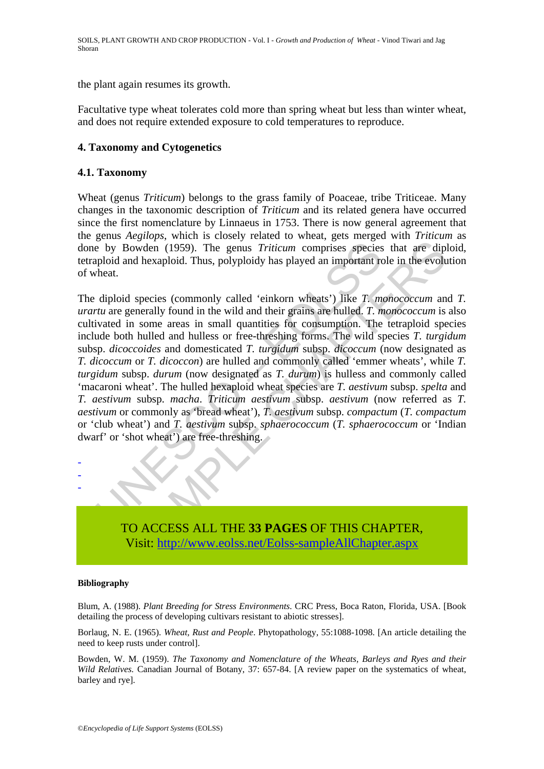the plant again resumes its growth.

Facultative type wheat tolerates cold more than spring wheat but less than winter wheat, and does not require extended exposure to cold temperatures to reproduce.

## 4. Taxonomy and Cytogenetics

### 4.1. Taxonomy

Wheat (genus *Triticum*) belongs to the grass family of Poaceae, tribe Triticeae. Many changes in the taxonomic description of *Triticum* and its related genera have occurred since the first nomenclature by Linnaeus in 1753. There is now general agreement that the genus *Aegilops*, which is closely related to wheat, gets merged with *Triticum* as done by Bowden (1959). The genus *Triticum* comprises species that are diploid, tetraploid and hexaploid. Thus, polyploidy has played an important role in the evolution of wheat.

The diploid species (commonly called 'einkorn wheats') like *T. monococcum* and *T. urartu* are generally found in the wild and their grains are hulled. *T. monococcum* is also cultivated in some areas in small quantities for consumption. The tetraploid species include both hulled and hulless or free-threshing forms. The wild species *T. turgidum* subsp. *dicoccoides* and domesticated *T. turgidum* subsp. *dicoccum* (now designated as *T. dicoccum* or *T. dicoccon*) are hulled and commonly called 'emmer wheats', while *T. turgidum* subsp. *durum* (now designated as *T. durum*) is hulless and commonly called 'macaroni wheat'. The hulled hexaploid wheat species are *T. aestivum* subsp. *spelta* and *T. aestivum* subsp. *macha*. *Triticum aestivum* subsp. *aestivum* (now referred as *T. aestivum* or commonly as 'bread wheat'), *T. aestivum* subsp. *compactum* (*T. compactum* or 'club wheat') and *T. aestivum* subsp. *sphaerococcum* (*T. sphaerococcum* or 'Indian dwarf' or 'shot wheat') are free-threshing.

-
-
-

TO ACCESS ALL THE **33 PAGES** OF THIS CHAPTER,
Visit: http://www.eolss.net/Eolss-sampleAllChapter.aspx

#### Bibliography

Blum, A. (1988). *Plant Breeding for Stress Environments.* CRC Press, Boca Raton, Florida, USA. [Book detailing the process of developing cultivars resistant to abiotic stresses].

Borlaug, N. E. (1965). *Wheat, Rust and People*. Phytopathology, 55:1088-1098. [An article detailing the need to keep rusts under control].

Bowden, W. M. (1959). *The Taxonomy and Nomenclature of the Wheats, Barleys and Ryes and their Wild Relatives.* Canadian Journal of Botany, 37: 657-84. [A review paper on the systematics of wheat, barley and rye].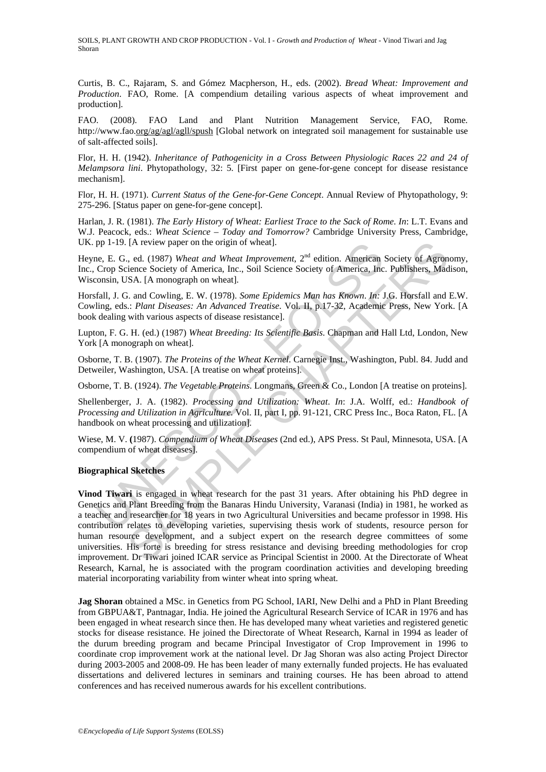Curtis, B. C., Rajaram, S. and Gómez Macpherson, H., eds. (2002). *Bread Wheat: Improvement and Production*. FAO, Rome. [A compendium detailing various aspects of wheat improvement and production].

FAO. (2008). FAO Land and Plant Nutrition Management Service, FAO, Rome. http://www.fao.org/ag/agl/agll/spush [Global network on integrated soil management for sustainable use of salt-affected soils].

Flor, H. H. (1942). *Inheritance of Pathogenicity in a Cross Between Physiologic Races 22 and 24 of Melampsora lini*. Phytopathology, 32: 5. [First paper on gene-for-gene concept for disease resistance mechanism].

Flor, H. H. (1971). *Current Status of the Gene-for-Gene Concept*. Annual Review of Phytopathology, 9: 275-296. [Status paper on gene-for-gene concept].

Harlan, J. R. (1981). *The Early History of Wheat: Earliest Trace to the Sack of Rome*. *In*: L.T. Evans and W.J. Peacock, eds.: *Wheat Science – Today and Tomorrow?* Cambridge University Press, Cambridge, UK. pp 1-19. [A review paper on the origin of wheat].

Heyne, E. G., ed. (1987) *Wheat and Wheat Improvement*, 2nd edition. American Society of Agronomy, Inc., Crop Science Society of America, Inc., Soil Science Society of America, Inc. Publishers, Madison, Wisconsin, USA. [A monograph on wheat].

Horsfall, J. G. and Cowling, E. W. (1978). *Some Epidemics Man has Known*. *In:* J.G. Horsfall and E.W. Cowling, eds.: *Plant Diseases: An Advanced Treatise*. Vol. II, p.17-32, Academic Press, New York. [A book dealing with various aspects of disease resistance].

Lupton, F. G. H. (ed.) (1987) *Wheat Breeding: Its Scientific Basis*. Chapman and Hall Ltd, London, New York [A monograph on wheat].

Osborne, T. B. (1907). *The Proteins of the Wheat Kernel*. Carnegie Inst., Washington, Publ. 84. Judd and Detweiler, Washington, USA. [A treatise on wheat proteins].

Osborne, T. B. (1924). *The Vegetable Proteins*. Longmans, Green & Co., London [A treatise on proteins].

Shellenberger, J. A. (1982). *Processing and Utilization: Wheat*. *In*: J.A. Wolff, ed.: *Handbook of Processing and Utilization in Agriculture.* Vol. II, part I, pp. 91-121, CRC Press Inc., Boca Raton, FL. [A handbook on wheat processing and utilization].

Wiese, M. V. (1987). *Compendium of Wheat Diseases* (2nd ed.), APS Press. St Paul, Minnesota, USA. [A compendium of wheat diseases].

**Biographical Sketches**

**Vinod Tiwari** is engaged in wheat research for the past 31 years. After obtaining his PhD degree in Genetics and Plant Breeding from the Banaras Hindu University, Varanasi (India) in 1981, he worked as a teacher and researcher for 18 years in two Agricultural Universities and became professor in 1998. His contribution relates to developing varieties, supervising thesis work of students, resource person for human resource development, and a subject expert on the research degree committees of some universities. His forte is breeding for stress resistance and devising breeding methodologies for crop improvement. Dr Tiwari joined ICAR service as Principal Scientist in 2000. At the Directorate of Wheat Research, Karnal, he is associated with the program coordination activities and developing breeding material incorporating variability from winter wheat into spring wheat.

**Jag Shoran** obtained a MSc. in Genetics from PG School, IARI, New Delhi and a PhD in Plant Breeding from GBPUA&T, Pantnagar, India. He joined the Agricultural Research Service of ICAR in 1976 and has been engaged in wheat research since then. He has developed many wheat varieties and registered genetic stocks for disease resistance. He joined the Directorate of Wheat Research, Karnal in 1994 as leader of the durum breeding program and became Principal Investigator of Crop Improvement in 1996 to coordinate crop improvement work at the national level. Dr Jag Shoran was also acting Project Director during 2003-2005 and 2008-09. He has been leader of many externally funded projects. He has evaluated dissertations and delivered lectures in seminars and training courses. He has been abroad to attend conferences and has received numerous awards for his excellent contributions.